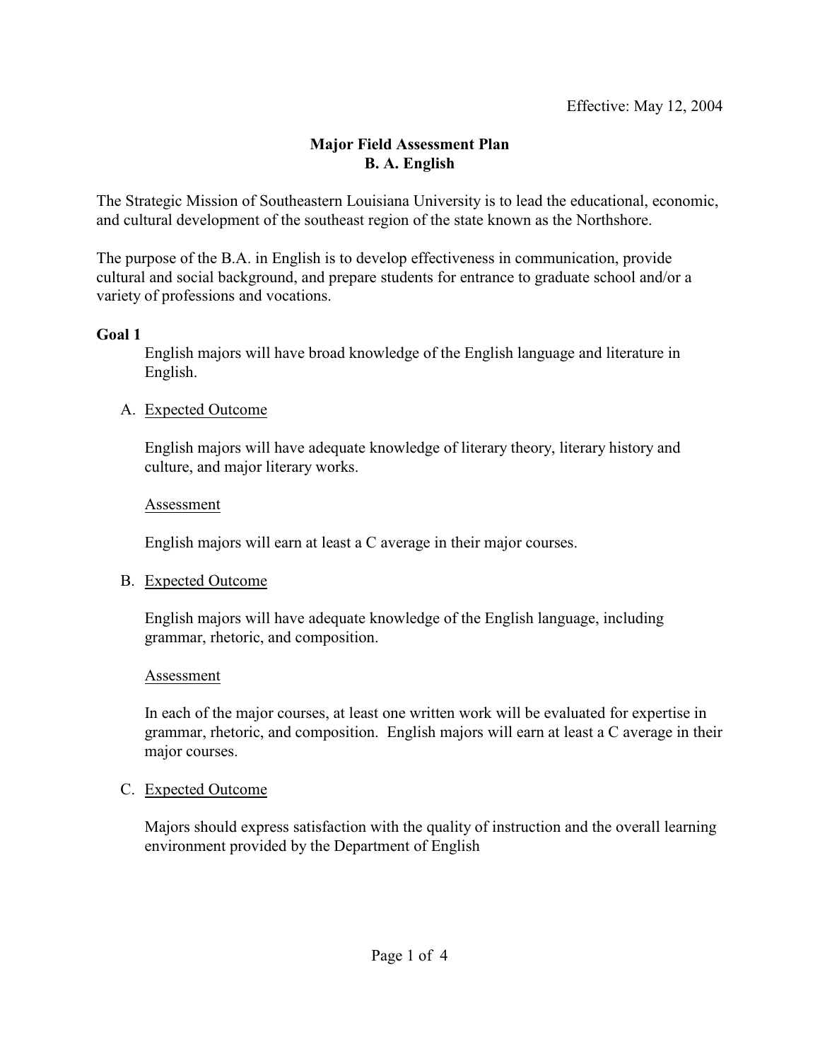Effective: May 12, 2004

# Major Field Assessment Plan
## B. A. English

The Strategic Mission of Southeastern Louisiana University is to lead the educational, economic, and cultural development of the southeast region of the state known as the Northshore.

The purpose of the B.A. in English is to develop effectiveness in communication, provide cultural and social background, and prepare students for entrance to graduate school and/or a variety of professions and vocations.

**Goal 1**

English majors will have broad knowledge of the English language and literature in English.

A. Expected Outcome

English majors will have adequate knowledge of literary theory, literary history and culture, and major literary works.

Assessment

English majors will earn at least a C average in their major courses.

B. Expected Outcome

English majors will have adequate knowledge of the English language, including grammar, rhetoric, and composition.

Assessment

In each of the major courses, at least one written work will be evaluated for expertise in grammar, rhetoric, and composition. English majors will earn at least a C average in their major courses.

C. Expected Outcome

Majors should express satisfaction with the quality of instruction and the overall learning environment provided by the Department of English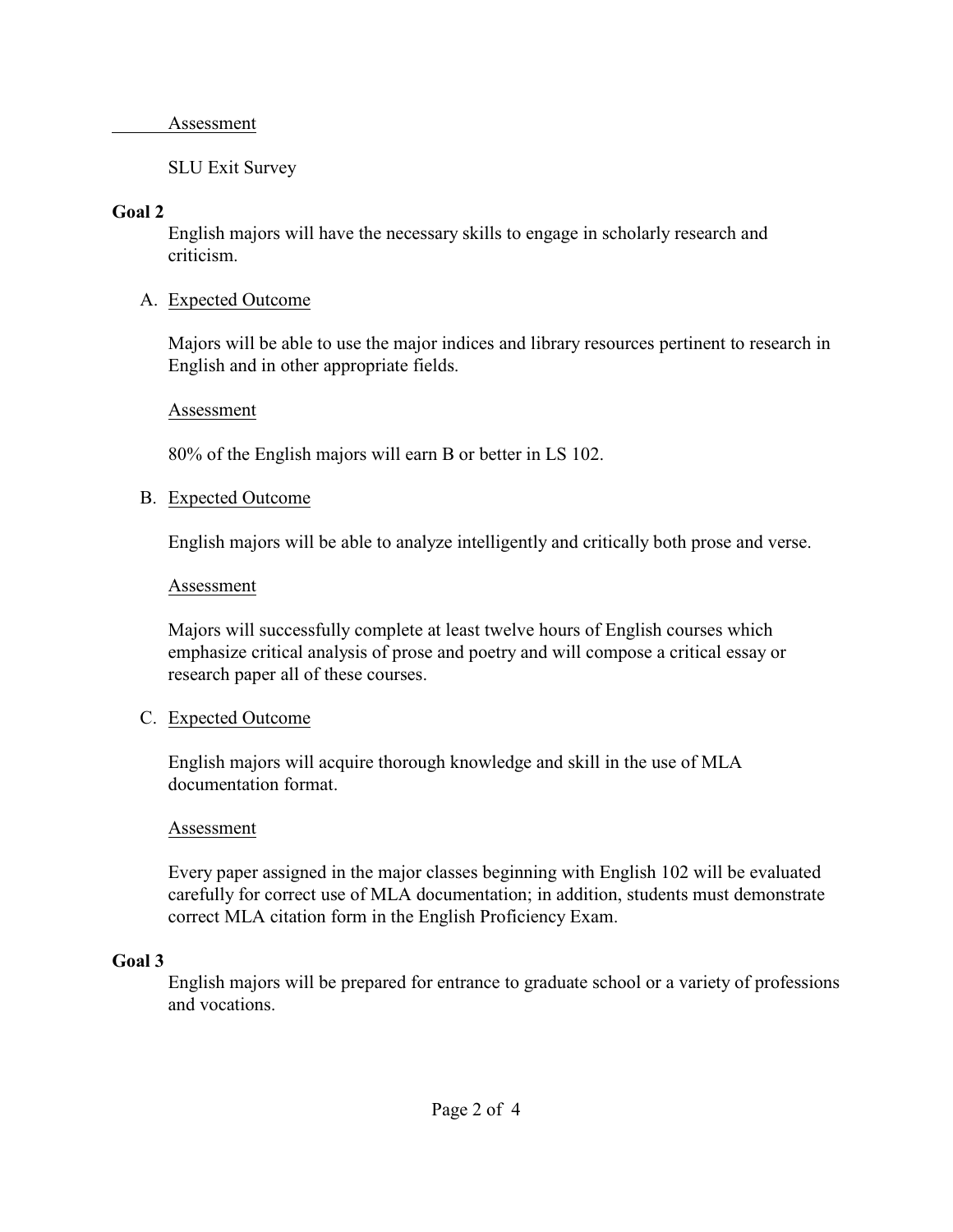Assessment

SLU Exit Survey

**Goal 2**

English majors will have the necessary skills to engage in scholarly research and criticism.

A. Expected Outcome

Majors will be able to use the major indices and library resources pertinent to research in English and in other appropriate fields.

Assessment

80% of the English majors will earn B or better in LS 102.

B. Expected Outcome

English majors will be able to analyze intelligently and critically both prose and verse.

Assessment

Majors will successfully complete at least twelve hours of English courses which emphasize critical analysis of prose and poetry and will compose a critical essay or research paper all of these courses.

C. Expected Outcome

English majors will acquire thorough knowledge and skill in the use of MLA documentation format.

Assessment

Every paper assigned in the major classes beginning with English 102 will be evaluated carefully for correct use of MLA documentation; in addition, students must demonstrate correct MLA citation form in the English Proficiency Exam.

**Goal 3**

English majors will be prepared for entrance to graduate school or a variety of professions and vocations.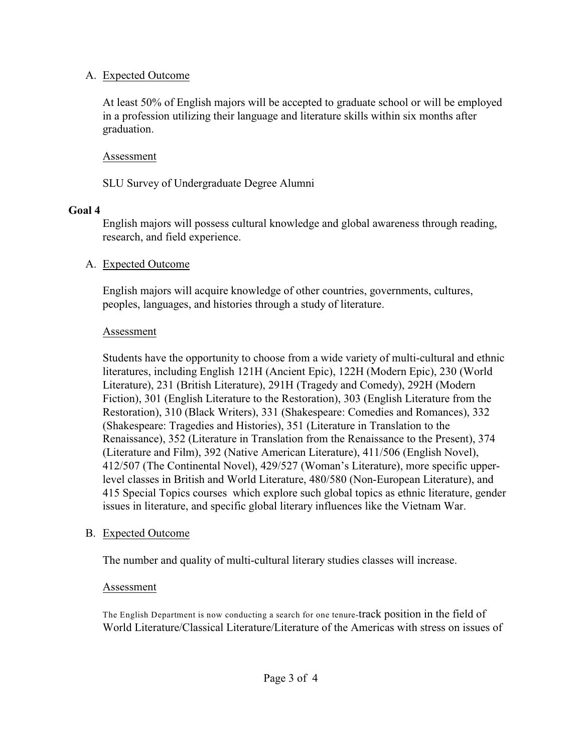A. Expected Outcome

At least 50% of English majors will be accepted to graduate school or will be employed in a profession utilizing their language and literature skills within six months after graduation.

Assessment

SLU Survey of Undergraduate Degree Alumni

**Goal 4**

English majors will possess cultural knowledge and global awareness through reading, research, and field experience.

A. Expected Outcome

English majors will acquire knowledge of other countries, governments, cultures, peoples, languages, and histories through a study of literature.

Assessment

Students have the opportunity to choose from a wide variety of multi-cultural and ethnic literatures, including English 121H (Ancient Epic), 122H (Modern Epic), 230 (World Literature), 231 (British Literature), 291H (Tragedy and Comedy), 292H (Modern Fiction), 301 (English Literature to the Restoration), 303 (English Literature from the Restoration), 310 (Black Writers), 331 (Shakespeare: Comedies and Romances), 332 (Shakespeare: Tragedies and Histories), 351 (Literature in Translation to the Renaissance), 352 (Literature in Translation from the Renaissance to the Present), 374 (Literature and Film), 392 (Native American Literature), 411/506 (English Novel), 412/507 (The Continental Novel), 429/527 (Woman's Literature), more specific upper-level classes in British and World Literature, 480/580 (Non-European Literature), and 415 Special Topics courses which explore such global topics as ethnic literature, gender issues in literature, and specific global literary influences like the Vietnam War.

B. Expected Outcome

The number and quality of multi-cultural literary studies classes will increase.

Assessment

The English Department is now conducting a search for one tenure-track position in the field of World Literature/Classical Literature/Literature of the Americas with stress on issues of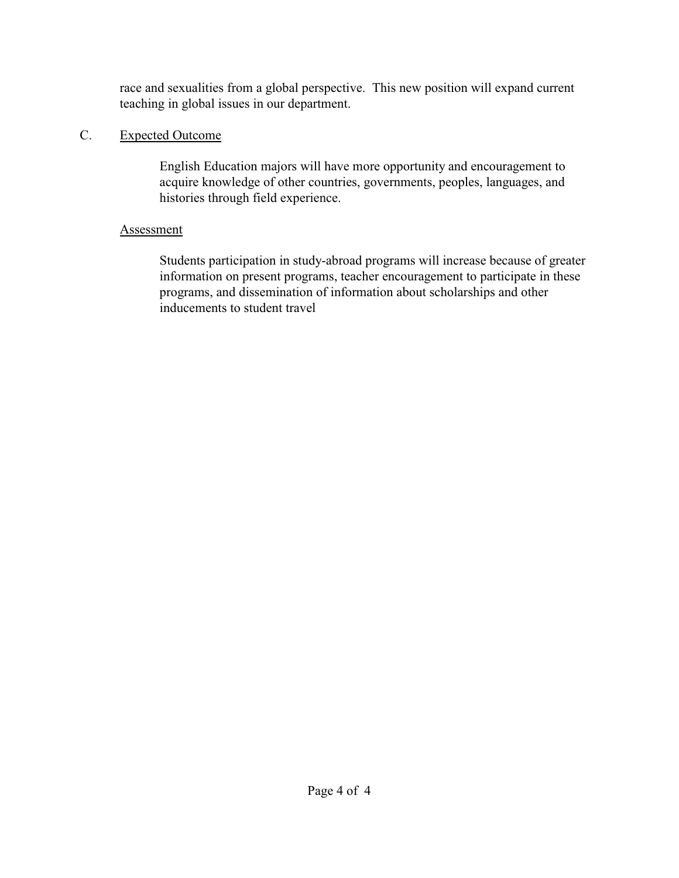race and sexualities from a global perspective. This new position will expand current teaching in global issues in our department.

C. <u>Expected Outcome</u>

English Education majors will have more opportunity and encouragement to acquire knowledge of other countries, governments, peoples, languages, and histories through field experience.

<u>Assessment</u>

Students participation in study-abroad programs will increase because of greater information on present programs, teacher encouragement to participate in these programs, and dissemination of information about scholarships and other inducements to student travel